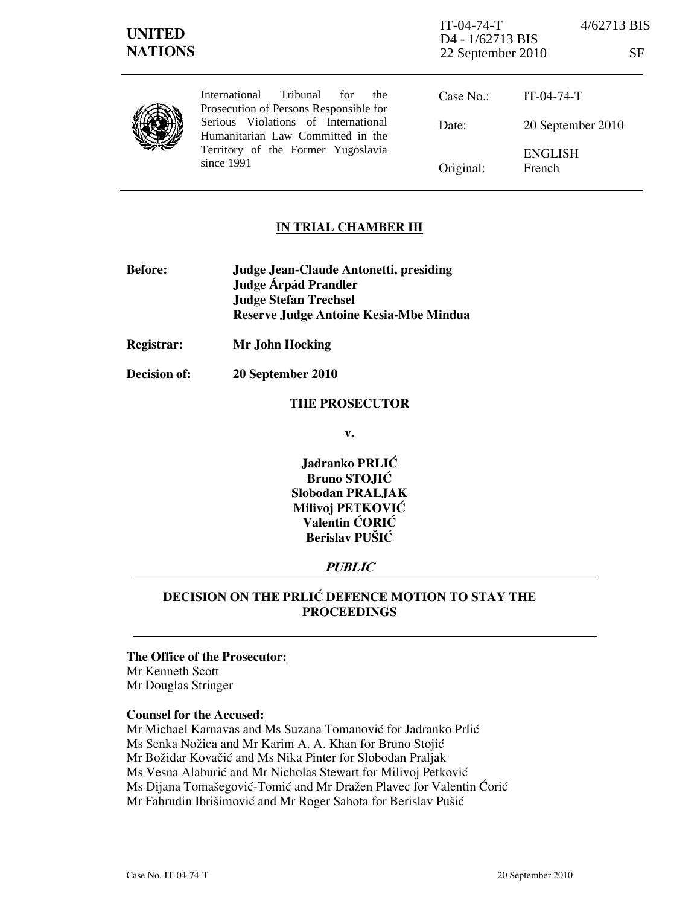**UNITED NATIONS**

IT-04-74-T 4/62713 BIS
D4 - 1/62713 BIS
22 September 2010 SF

International Tribunal for the Prosecution of Persons Responsible for Serious Violations of International Humanitarian Law Committed in the Territory of the Former Yugoslavia since 1991

| | |
|---|---|
| Case No.: | IT-04-74-T |
| Date: | 20 September 2010 |
| Original: | ENGLISH<br>French |

## IN TRIAL CHAMBER III

**Before:** **Judge Jean-Claude Antonetti, presiding**
**Judge Árpád Prandler**
**Judge Stefan Trechsel**
**Reserve Judge Antoine Kesia-Mbe Mindua**

**Registrar:** **Mr John Hocking**

**Decision of:** **20 September 2010**

**THE PROSECUTOR**

**v.**

**Jadranko PRLIĆ**
**Bruno STOJIĆ**
**Slobodan PRALJAK**
**Milivoj PETKOVIĆ**
**Valentin ĆORIĆ**
**Berislav PUŠIĆ**

***PUBLIC***

## DECISION ON THE PRLIĆ DEFENCE MOTION TO STAY THE PROCEEDINGS

**The Office of the Prosecutor:**
Mr Kenneth Scott
Mr Douglas Stringer

**Counsel for the Accused:**
Mr Michael Karnavas and Ms Suzana Tomanović for Jadranko Prlić
Ms Senka Nožica and Mr Karim A. A. Khan for Bruno Stojić
Mr Božidar Kovačić and Ms Nika Pinter for Slobodan Praljak
Ms Vesna Alaburić and Mr Nicholas Stewart for Milivoj Petković
Ms Dijana Tomašegović-Tomić and Mr Dražen Plavec for Valentin Ćorić
Mr Fahrudin Ibrišimović and Mr Roger Sahota for Berislav Pušić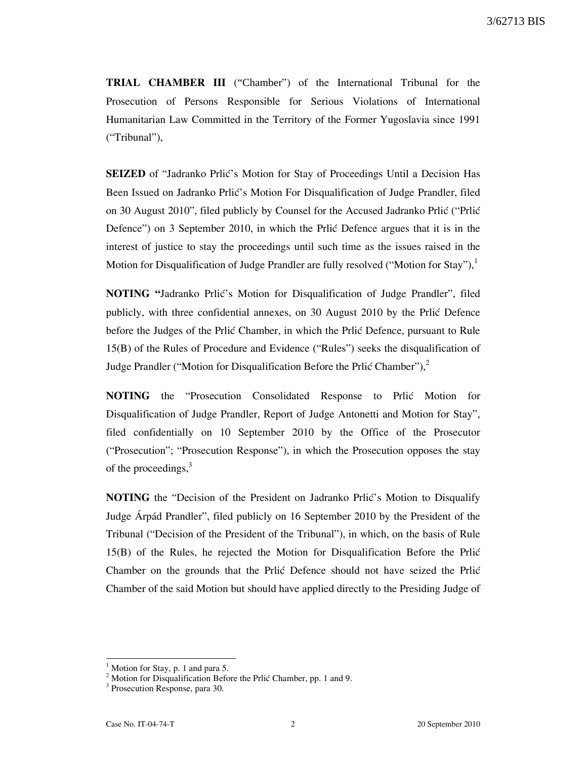**TRIAL CHAMBER III** ("Chamber") of the International Tribunal for the Prosecution of Persons Responsible for Serious Violations of International Humanitarian Law Committed in the Territory of the Former Yugoslavia since 1991 ("Tribunal"),

**SEIZED** of "Jadranko Prlić's Motion for Stay of Proceedings Until a Decision Has Been Issued on Jadranko Prlić's Motion For Disqualification of Judge Prandler, filed on 30 August 2010", filed publicly by Counsel for the Accused Jadranko Prlić ("Prlić Defence") on 3 September 2010, in which the Prlić Defence argues that it is in the interest of justice to stay the proceedings until such time as the issues raised in the Motion for Disqualification of Judge Prandler are fully resolved ("Motion for Stay"),[1]

**NOTING** "Jadranko Prlić's Motion for Disqualification of Judge Prandler", filed publicly, with three confidential annexes, on 30 August 2010 by the Prlić Defence before the Judges of the Prlić Chamber, in which the Prlić Defence, pursuant to Rule 15(B) of the Rules of Procedure and Evidence ("Rules") seeks the disqualification of Judge Prandler ("Motion for Disqualification Before the Prlić Chamber"),[2]

**NOTING** the "Prosecution Consolidated Response to Prlić Motion for Disqualification of Judge Prandler, Report of Judge Antonetti and Motion for Stay", filed confidentially on 10 September 2010 by the Office of the Prosecutor ("Prosecution"; "Prosecution Response"), in which the Prosecution opposes the stay of the proceedings,[3]

**NOTING** the "Decision of the President on Jadranko Prlić's Motion to Disqualify Judge Árpád Prandler", filed publicly on 16 September 2010 by the President of the Tribunal ("Decision of the President of the Tribunal"), in which, on the basis of Rule 15(B) of the Rules, he rejected the Motion for Disqualification Before the Prlić Chamber on the grounds that the Prlić Defence should not have seized the Prlić Chamber of the said Motion but should have applied directly to the Presiding Judge of

---

[1] Motion for Stay, p. 1 and para 5.

[2] Motion for Disqualification Before the Prlić Chamber, pp. 1 and 9.

[3] Prosecution Response, para 30.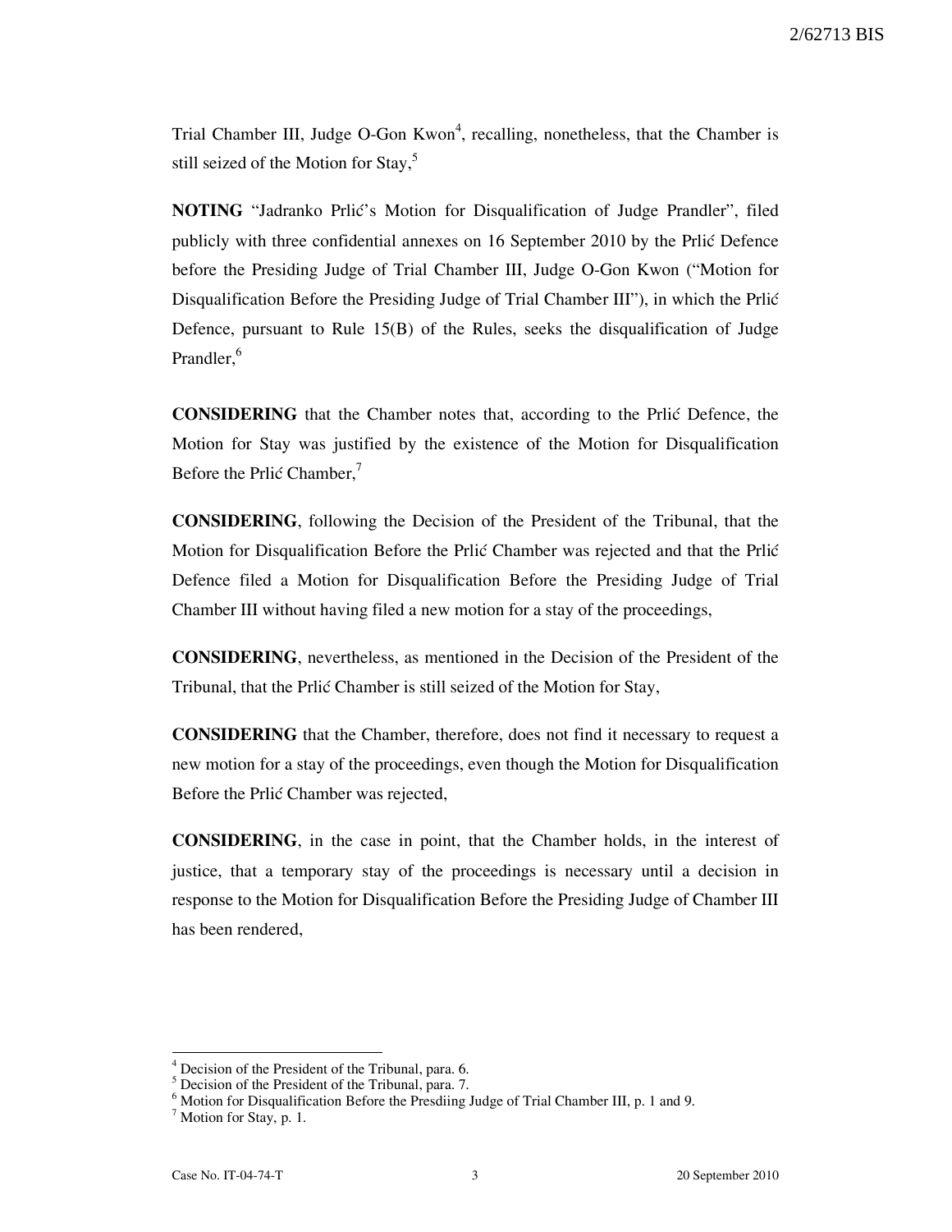Trial Chamber III, Judge O-Gon Kwon[4], recalling, nonetheless, that the Chamber is still seized of the Motion for Stay,[5]

**NOTING** "Jadranko Prlić's Motion for Disqualification of Judge Prandler", filed publicly with three confidential annexes on 16 September 2010 by the Prlić Defence before the Presiding Judge of Trial Chamber III, Judge O-Gon Kwon ("Motion for Disqualification Before the Presiding Judge of Trial Chamber III"), in which the Prlić Defence, pursuant to Rule 15(B) of the Rules, seeks the disqualification of Judge Prandler,[6]

**CONSIDERING** that the Chamber notes that, according to the Prlić Defence, the Motion for Stay was justified by the existence of the Motion for Disqualification Before the Prlić Chamber,[7]

**CONSIDERING**, following the Decision of the President of the Tribunal, that the Motion for Disqualification Before the Prlić Chamber was rejected and that the Prlić Defence filed a Motion for Disqualification Before the Presiding Judge of Trial Chamber III without having filed a new motion for a stay of the proceedings,

**CONSIDERING**, nevertheless, as mentioned in the Decision of the President of the Tribunal, that the Prlić Chamber is still seized of the Motion for Stay,

**CONSIDERING** that the Chamber, therefore, does not find it necessary to request a new motion for a stay of the proceedings, even though the Motion for Disqualification Before the Prlić Chamber was rejected,

**CONSIDERING**, in the case in point, that the Chamber holds, in the interest of justice, that a temporary stay of the proceedings is necessary until a decision in response to the Motion for Disqualification Before the Presiding Judge of Chamber III has been rendered,

---

[4] Decision of the President of the Tribunal, para. 6.

[5] Decision of the President of the Tribunal, para. 7.

[6] Motion for Disqualification Before the Presdiing Judge of Trial Chamber III, p. 1 and 9.

[7] Motion for Stay, p. 1.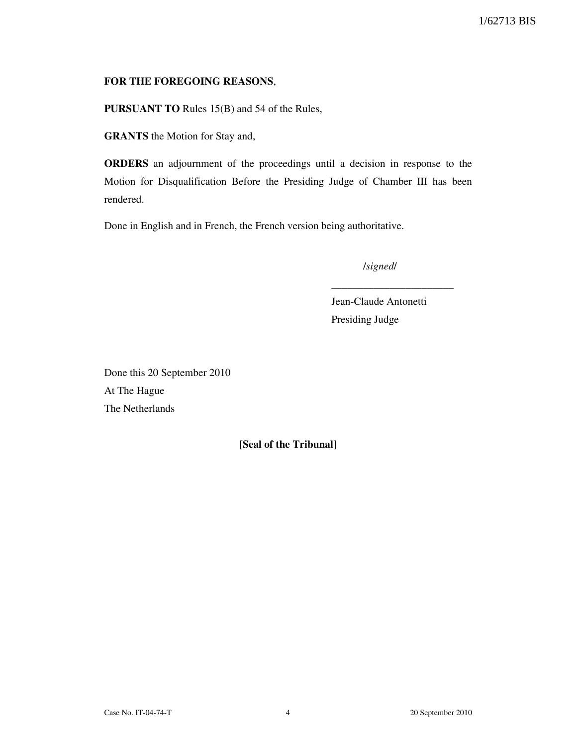**FOR THE FOREGOING REASONS**,

**PURSUANT TO** Rules 15(B) and 54 of the Rules,

**GRANTS** the Motion for Stay and,

**ORDERS** an adjournment of the proceedings until a decision in response to the Motion for Disqualification Before the Presiding Judge of Chamber III has been rendered.

Done in English and in French, the French version being authoritative.

*/signed/*

_______________________

Jean-Claude Antonetti

Presiding Judge

Done this 20 September 2010

At The Hague

The Netherlands

**[Seal of the Tribunal]**